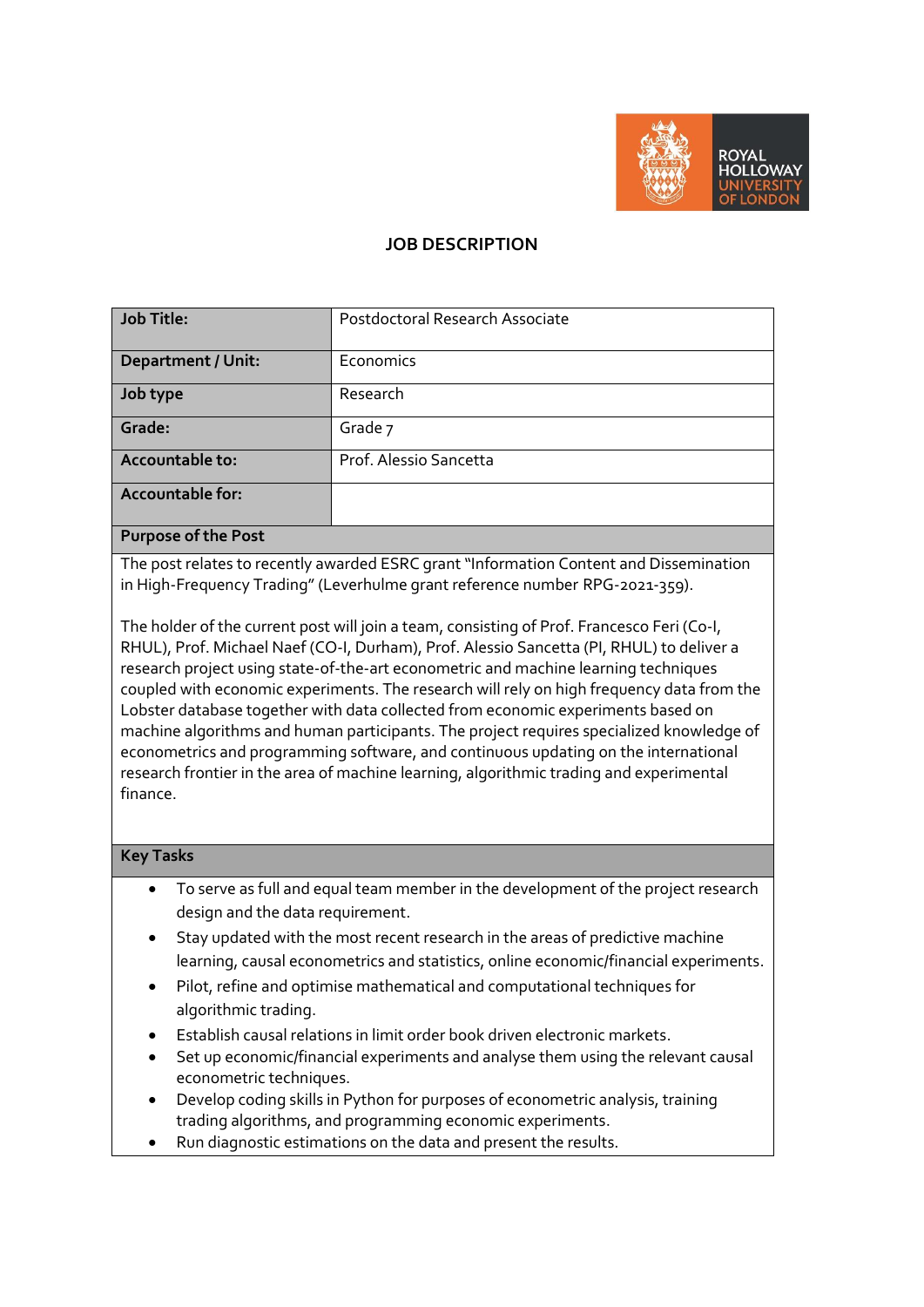# JOB DESCRIPTION

| Job Title: | Postdoctoral Research Associate |
|---|---|
| Department / Unit: | Economics |
| Job type | Research |
| Grade: | Grade 7 |
| Accountable to: | Prof. Alessio Sancetta |
| Accountable for: | |

## Purpose of the Post

The post relates to recently awarded ESRC grant "Information Content and Dissemination in High-Frequency Trading" (Leverhulme grant reference number RPG-2021-359).

The holder of the current post will join a team, consisting of Prof. Francesco Feri (Co-I, RHUL), Prof. Michael Naef (CO-I, Durham), Prof. Alessio Sancetta (PI, RHUL) to deliver a research project using state-of-the-art econometric and machine learning techniques coupled with economic experiments. The research will rely on high frequency data from the Lobster database together with data collected from economic experiments based on machine algorithms and human participants. The project requires specialized knowledge of econometrics and programming software, and continuous updating on the international research frontier in the area of machine learning, algorithmic trading and experimental finance.

## Key Tasks

- To serve as full and equal team member in the development of the project research design and the data requirement.
- Stay updated with the most recent research in the areas of predictive machine learning, causal econometrics and statistics, online economic/financial experiments.
- Pilot, refine and optimise mathematical and computational techniques for algorithmic trading.
- Establish causal relations in limit order book driven electronic markets.
- Set up economic/financial experiments and analyse them using the relevant causal econometric techniques.
- Develop coding skills in Python for purposes of econometric analysis, training trading algorithms, and programming economic experiments.
- Run diagnostic estimations on the data and present the results.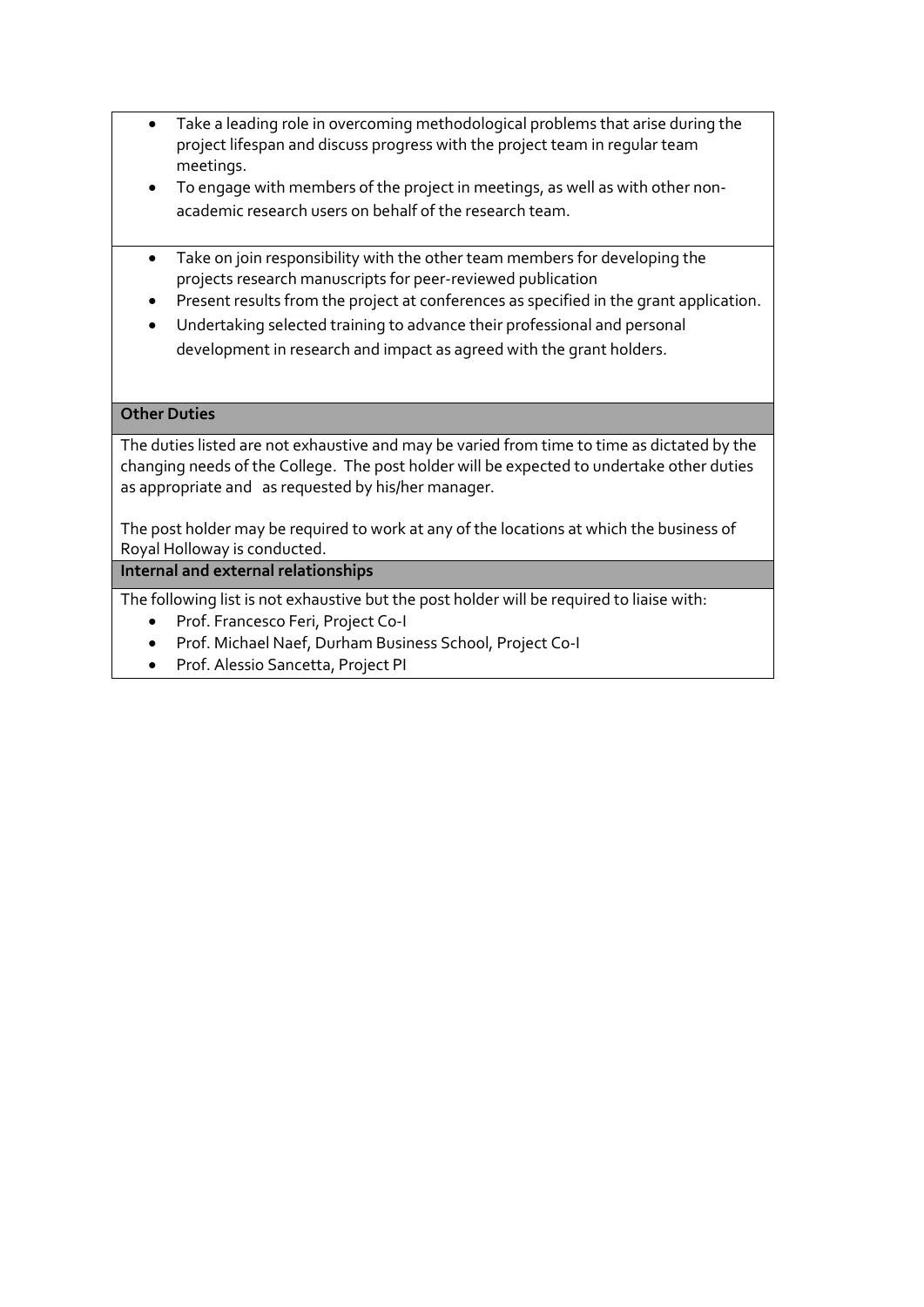- Take a leading role in overcoming methodological problems that arise during the project lifespan and discuss progress with the project team in regular team meetings.
- To engage with members of the project in meetings, as well as with other non-academic research users on behalf of the research team.

- Take on join responsibility with the other team members for developing the projects research manuscripts for peer-reviewed publication
- Present results from the project at conferences as specified in the grant application.
- Undertaking selected training to advance their professional and personal development in research and impact as agreed with the grant holders.

**Other Duties**

The duties listed are not exhaustive and may be varied from time to time as dictated by the changing needs of the College. The post holder will be expected to undertake other duties as appropriate and as requested by his/her manager.

The post holder may be required to work at any of the locations at which the business of Royal Holloway is conducted.

**Internal and external relationships**

The following list is not exhaustive but the post holder will be required to liaise with:

- Prof. Francesco Feri, Project Co-I
- Prof. Michael Naef, Durham Business School, Project Co-I
- Prof. Alessio Sancetta, Project PI